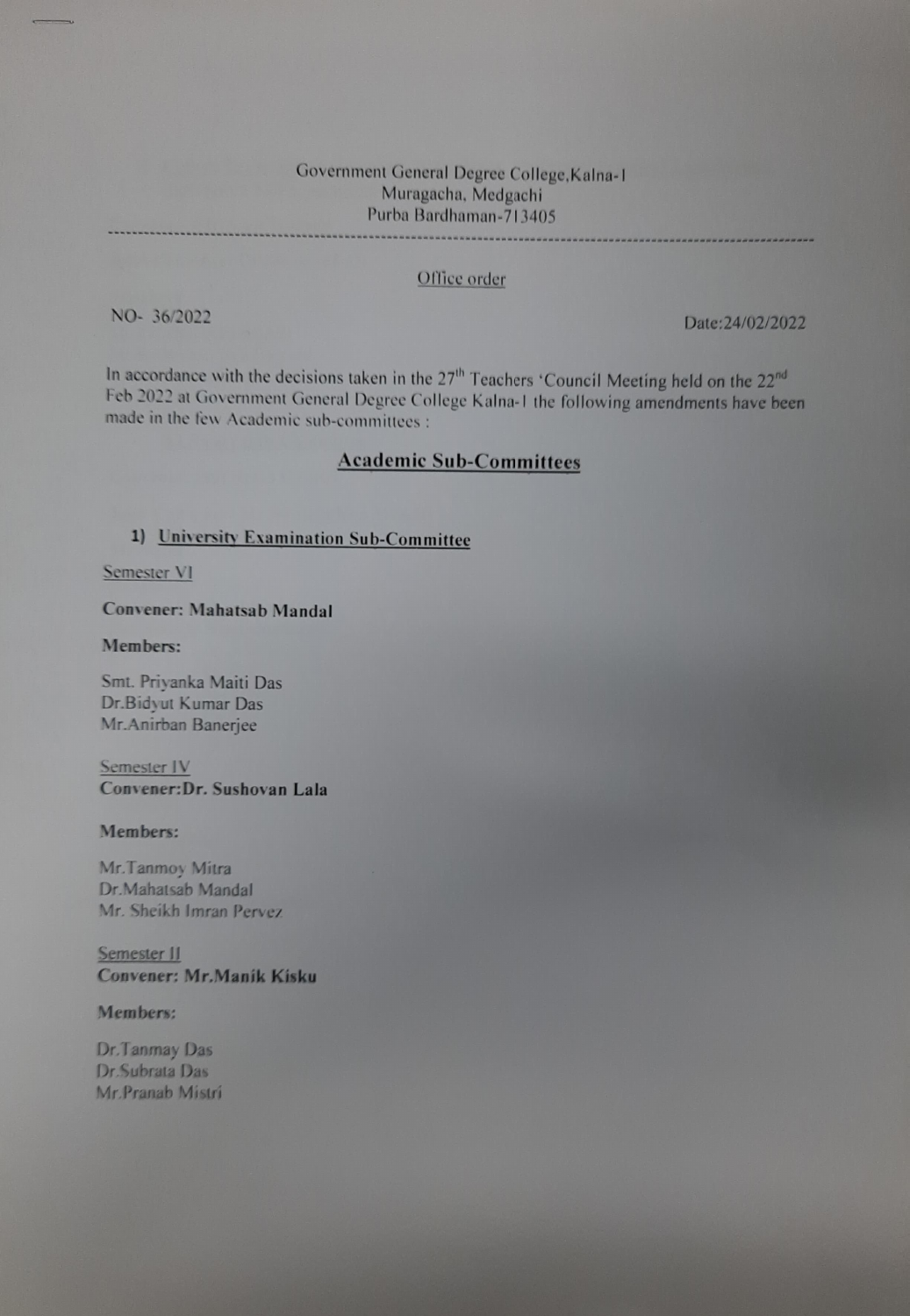Government General Degree College,Kalna-I
Muragacha, Medgachi
Purba Bardhaman-713405

---

Office order

NO- 36/2022

Date:24/02/2022

In accordance with the decisions taken in the 27th Teachers 'Council Meeting held on the 22nd Feb 2022 at Government General Degree College Kalna-I the following amendments have been made in the few Academic sub-committees :

## Academic Sub-Committees

### 1) University Examination Sub-Committee

Semester VI

**Convener: Mahatsab Mandal**

**Members:**

Smt. Priyanka Maiti Das
Dr.Bidyut Kumar Das
Mr.Anirban Banerjee

Semester IV

**Convener:Dr. Sushovan Lala**

**Members:**

Mr.Tanmoy Mitra
Dr.Mahatsab Mandal
Mr. Sheikh Imran Pervez

Semester II

**Convener: Mr.Manik Kisku**

**Members:**

Dr.Tanmay Das
Dr.Subrata Das
Mr.Pranab Mistri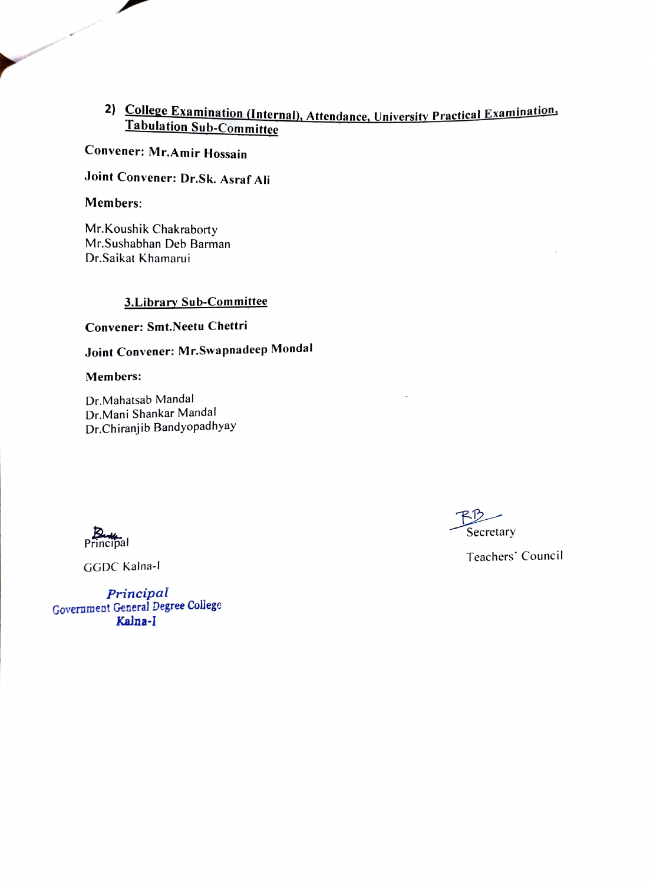## 2) College Examination (Internal), Attendance, University Practical Examination, Tabulation Sub-Committee

**Convener: Mr.Amir Hossain**

**Joint Convener: Dr.Sk. Asraf Ali**

**Members:**

Mr.Koushik Chakraborty
Mr.Sushabhan Deb Barman
Dr.Saikat Khamarui

## 3.Library Sub-Committee

**Convener: Smt.Neetu Chettri**

**Joint Convener: Mr.Swapnadeep Mondal**

**Members:**

Dr.Mahatsab Mandal
Dr.Mani Shankar Mandal
Dr.Chiranjib Bandyopadhyay

Principal

GGDC Kalna-I

*Principal*
Government General Degree College
Kalna-I

Secretary

Teachers' Council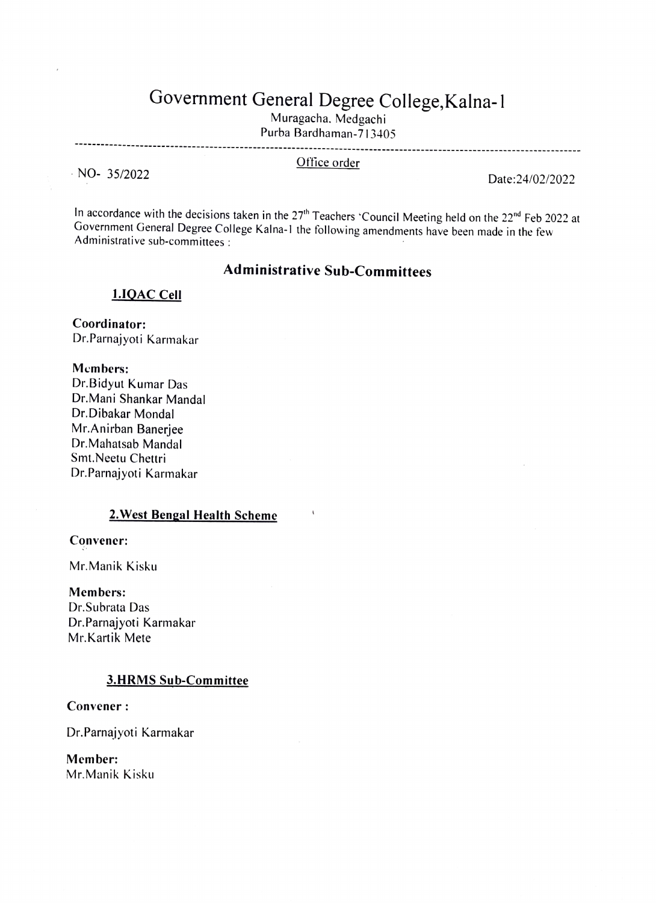# Government General Degree College,Kalna-1

Muragacha. Medgachi
Purba Bardhaman-713405

---

NO- 35/2022

**Office order**

Date:24/02/2022

In accordance with the decisions taken in the 27th Teachers 'Council Meeting held on the 22nd Feb 2022 at Government General Degree College Kalna-1 the following amendments have been made in the few Administrative sub-committees :

## Administrative Sub-Committees

### 1.IQAC Cell

**Coordinator:**
Dr.Parnajyoti Karmakar

**Members:**
Dr.Bidyut Kumar Das
Dr.Mani Shankar Mandal
Dr.Dibakar Mondal
Mr.Anirban Banerjee
Dr.Mahatsab Mandal
Smt.Neetu Chettri
Dr.Parnajyoti Karmakar

### 2.West Bengal Health Scheme

**Convener:**

Mr.Manik Kisku

**Members:**
Dr.Subrata Das
Dr.Parnajyoti Karmakar
Mr.Kartik Mete

### 3.HRMS Sub-Committee

**Convener :**

Dr.Parnajyoti Karmakar

**Member:**
Mr.Manik Kisku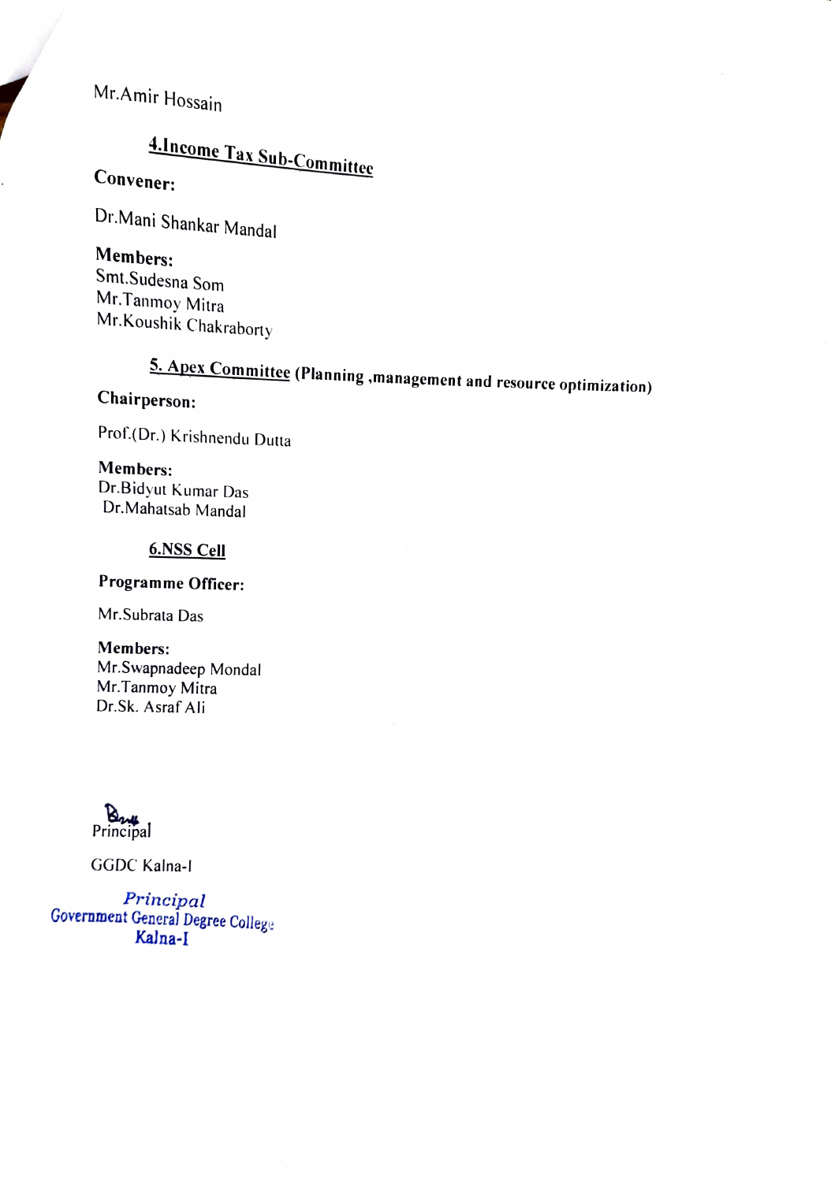Mr.Amir Hossain

## 4.Income Tax Sub-Committee

**Convener:**

Dr.Mani Shankar Mandal

**Members:**
Smt.Sudesna Som
Mr.Tanmoy Mitra
Mr.Koushik Chakraborty

## 5. Apex Committee (Planning ,management and resource optimization)

**Chairperson:**

Prof.(Dr.) Krishnendu Dutta

**Members:**
Dr.Bidyut Kumar Das
Dr.Mahatsab Mandal

## 6.NSS Cell

**Programme Officer:**

Mr.Subrata Das

**Members:**
Mr.Swapnadeep Mondal
Mr.Tanmoy Mitra
Dr.Sk. Asraf Ali

Principal

GGDC Kalna-I

Principal
Government General Degree College
Kalna-I